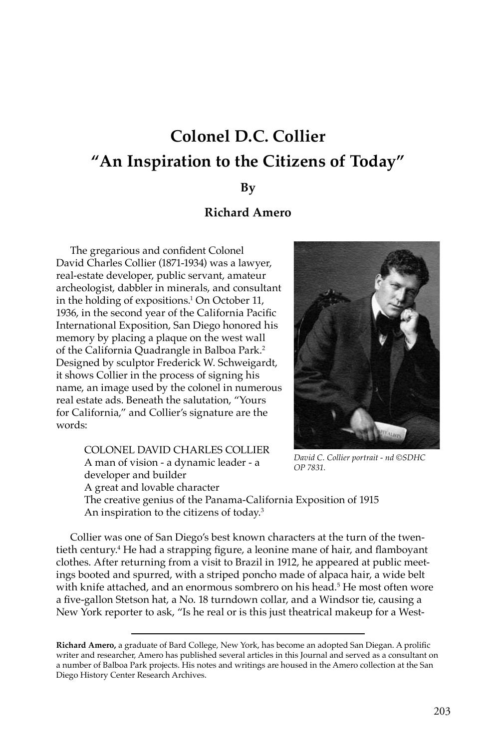# Colonel D.C. Collier
## "An Inspiration to the Citizens of Today"

**By**

**Richard Amero**

The gregarious and confident Colonel David Charles Collier (1871-1934) was a lawyer, real-estate developer, public servant, amateur archeologist, dabbler in minerals, and consultant in the holding of expositions.[1] On October 11, 1936, in the second year of the California Pacific International Exposition, San Diego honored his memory by placing a plaque on the west wall of the California Quadrangle in Balboa Park.[2] Designed by sculptor Frederick W. Schweigardt, it shows Collier in the process of signing his name, an image used by the colonel in numerous real estate ads. Beneath the salutation, "Yours for California," and Collier's signature are the words:

> COLONEL DAVID CHARLES COLLIER
> A man of vision - a dynamic leader - a developer and builder
> A great and lovable character
> The creative genius of the Panama-California Exposition of 1915
> An inspiration to the citizens of today.[3]

*David C. Collier portrait - nd ©SDHC OP 7831.*

Collier was one of San Diego's best known characters at the turn of the twentieth century.[4] He had a strapping figure, a leonine mane of hair, and flamboyant clothes. After returning from a visit to Brazil in 1912, he appeared at public meetings booted and spurred, with a striped poncho made of alpaca hair, a wide belt with knife attached, and an enormous sombrero on his head.[5] He most often wore a five-gallon Stetson hat, a No. 18 turndown collar, and a Windsor tie, causing a New York reporter to ask, "Is he real or is this just theatrical makeup for a West-

---

**Richard Amero,** a graduate of Bard College, New York, has become an adopted San Diegan. A prolific writer and researcher, Amero has published several articles in this Journal and served as a consultant on a number of Balboa Park projects. His notes and writings are housed in the Amero collection at the San Diego History Center Research Archives.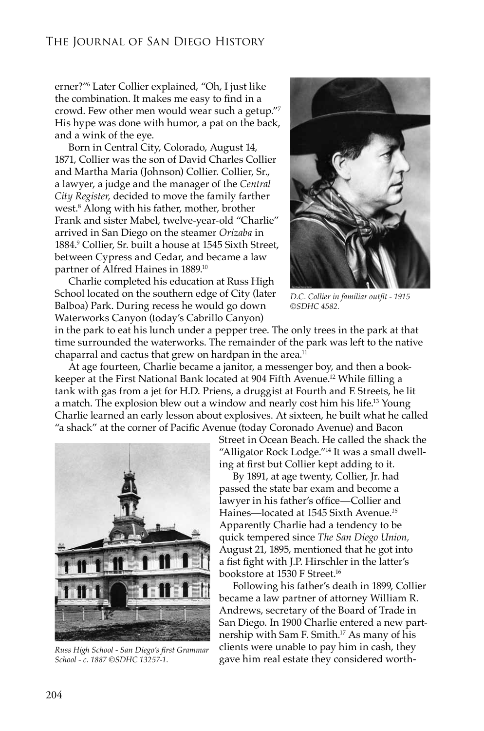erner?'"[6] Later Collier explained, "Oh, I just like the combination. It makes me easy to find in a crowd. Few other men would wear such a getup."[7] His hype was done with humor, a pat on the back, and a wink of the eye.

Born in Central City, Colorado, August 14, 1871, Collier was the son of David Charles Collier and Martha Maria (Johnson) Collier. Collier, Sr., a lawyer, a judge and the manager of the *Central City Register,* decided to move the family farther west.[8] Along with his father, mother, brother Frank and sister Mabel, twelve-year-old "Charlie" arrived in San Diego on the steamer *Orizaba* in 1884.[9] Collier, Sr. built a house at 1545 Sixth Street, between Cypress and Cedar, and became a law partner of Alfred Haines in 1889.[10]

*D.C. Collier in familiar outfit - 1915 ©SDHC 4582.*

Charlie completed his education at Russ High School located on the southern edge of City (later Balboa) Park. During recess he would go down Waterworks Canyon (today's Cabrillo Canyon) in the park to eat his lunch under a pepper tree. The only trees in the park at that time surrounded the waterworks. The remainder of the park was left to the native chaparral and cactus that grew on hardpan in the area.[11]

At age fourteen, Charlie became a janitor, a messenger boy, and then a bookkeeper at the First National Bank located at 904 Fifth Avenue.[12] While filling a tank with gas from a jet for H.D. Priens, a druggist at Fourth and E Streets, he lit a match. The explosion blew out a window and nearly cost him his life.[13] Young Charlie learned an early lesson about explosives. At sixteen, he built what he called "a shack" at the corner of Pacific Avenue (today Coronado Avenue) and Bacon Street in Ocean Beach. He called the shack the "Alligator Rock Lodge."[14] It was a small dwelling at first but Collier kept adding to it.

*Russ High School - San Diego's first Grammar School - c. 1887 ©SDHC 13257-1.*

By 1891, at age twenty, Collier, Jr. had passed the state bar exam and become a lawyer in his father's office—Collier and Haines—located at 1545 Sixth Avenue.[15] Apparently Charlie had a tendency to be quick tempered since *The San Diego Union,* August 21, 1895, mentioned that he got into a fist fight with J.P. Hirschler in the latter's bookstore at 1530 F Street.[16]

Following his father's death in 1899, Collier became a law partner of attorney William R. Andrews, secretary of the Board of Trade in San Diego. In 1900 Charlie entered a new partnership with Sam F. Smith.[17] As many of his clients were unable to pay him in cash, they gave him real estate they considered worth-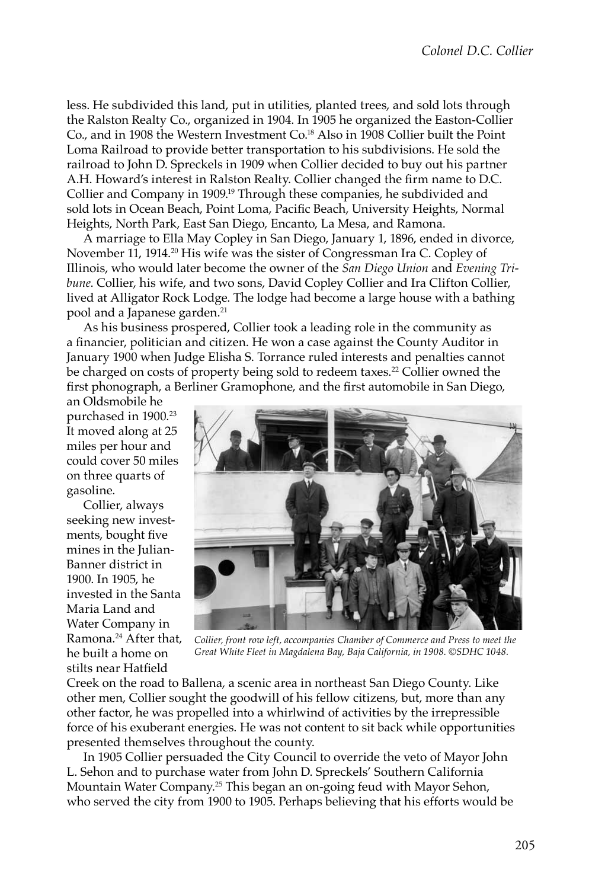less. He subdivided this land, put in utilities, planted trees, and sold lots through the Ralston Realty Co., organized in 1904. In 1905 he organized the Easton-Collier Co., and in 1908 the Western Investment Co.[18] Also in 1908 Collier built the Point Loma Railroad to provide better transportation to his subdivisions. He sold the railroad to John D. Spreckels in 1909 when Collier decided to buy out his partner A.H. Howard's interest in Ralston Realty. Collier changed the firm name to D.C. Collier and Company in 1909.[19] Through these companies, he subdivided and sold lots in Ocean Beach, Point Loma, Pacific Beach, University Heights, Normal Heights, North Park, East San Diego, Encanto, La Mesa, and Ramona.

A marriage to Ella May Copley in San Diego, January 1, 1896, ended in divorce, November 11, 1914.[20] His wife was the sister of Congressman Ira C. Copley of Illinois, who would later become the owner of the *San Diego Union* and *Evening Tribune*. Collier, his wife, and two sons, David Copley Collier and Ira Clifton Collier, lived at Alligator Rock Lodge. The lodge had become a large house with a bathing pool and a Japanese garden.[21]

As his business prospered, Collier took a leading role in the community as a financier, politician and citizen. He won a case against the County Auditor in January 1900 when Judge Elisha S. Torrance ruled interests and penalties cannot be charged on costs of property being sold to redeem taxes.[22] Collier owned the first phonograph, a Berliner Gramophone, and the first automobile in San Diego, an Oldsmobile he purchased in 1900.[23] It moved along at 25 miles per hour and could cover 50 miles on three quarts of gasoline.

Collier, always seeking new investments, bought five mines in the Julian-Banner district in 1900. In 1905, he invested in the Santa Maria Land and Water Company in Ramona.[24] After that, he built a home on stilts near Hatfield Creek on the road to Ballena, a scenic area in northeast San Diego County. Like other men, Collier sought the goodwill of his fellow citizens, but, more than any other factor, he was propelled into a whirlwind of activities by the irrepressible force of his exuberant energies. He was not content to sit back while opportunities presented themselves throughout the county.

*Collier, front row left, accompanies Chamber of Commerce and Press to meet the Great White Fleet in Magdalena Bay, Baja California, in 1908. ©SDHC 1048.*

In 1905 Collier persuaded the City Council to override the veto of Mayor John L. Sehon and to purchase water from John D. Spreckels' Southern California Mountain Water Company.[25] This began an on-going feud with Mayor Sehon, who served the city from 1900 to 1905. Perhaps believing that his efforts would be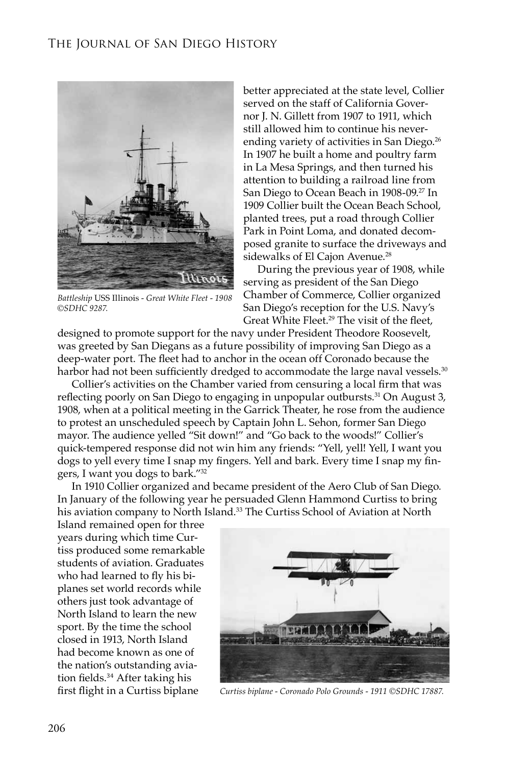*Battleship* USS Illinois - *Great White Fleet - 1908 ©SDHC 9287.*

better appreciated at the state level, Collier served on the staff of California Governor J. N. Gillett from 1907 to 1911, which still allowed him to continue his never-ending variety of activities in San Diego.[26] In 1907 he built a home and poultry farm in La Mesa Springs, and then turned his attention to building a railroad line from San Diego to Ocean Beach in 1908-09.[27] In 1909 Collier built the Ocean Beach School, planted trees, put a road through Collier Park in Point Loma, and donated decomposed granite to surface the driveways and sidewalks of El Cajon Avenue.[28]

During the previous year of 1908, while serving as president of the San Diego Chamber of Commerce, Collier organized San Diego's reception for the U.S. Navy's Great White Fleet.[29] The visit of the fleet, designed to promote support for the navy under President Theodore Roosevelt, was greeted by San Diegans as a future possibility of improving San Diego as a deep-water port. The fleet had to anchor in the ocean off Coronado because the harbor had not been sufficiently dredged to accommodate the large naval vessels.[30]

Collier's activities on the Chamber varied from censuring a local firm that was reflecting poorly on San Diego to engaging in unpopular outbursts.[31] On August 3, 1908, when at a political meeting in the Garrick Theater, he rose from the audience to protest an unscheduled speech by Captain John L. Sehon, former San Diego mayor. The audience yelled "Sit down!" and "Go back to the woods!" Collier's quick-tempered response did not win him any friends: "Yell, yell! Yell, I want you dogs to yell every time I snap my fingers. Yell and bark. Every time I snap my fingers, I want you dogs to bark."[32]

In 1910 Collier organized and became president of the Aero Club of San Diego. In January of the following year he persuaded Glenn Hammond Curtiss to bring his aviation company to North Island.[33] The Curtiss School of Aviation at North Island remained open for three years during which time Curtiss produced some remarkable students of aviation. Graduates who had learned to fly his biplanes set world records while others just took advantage of North Island to learn the new sport. By the time the school closed in 1913, North Island had become known as one of the nation's outstanding aviation fields.[34] After taking his first flight in a Curtiss biplane

*Curtiss biplane - Coronado Polo Grounds - 1911 ©SDHC 17887.*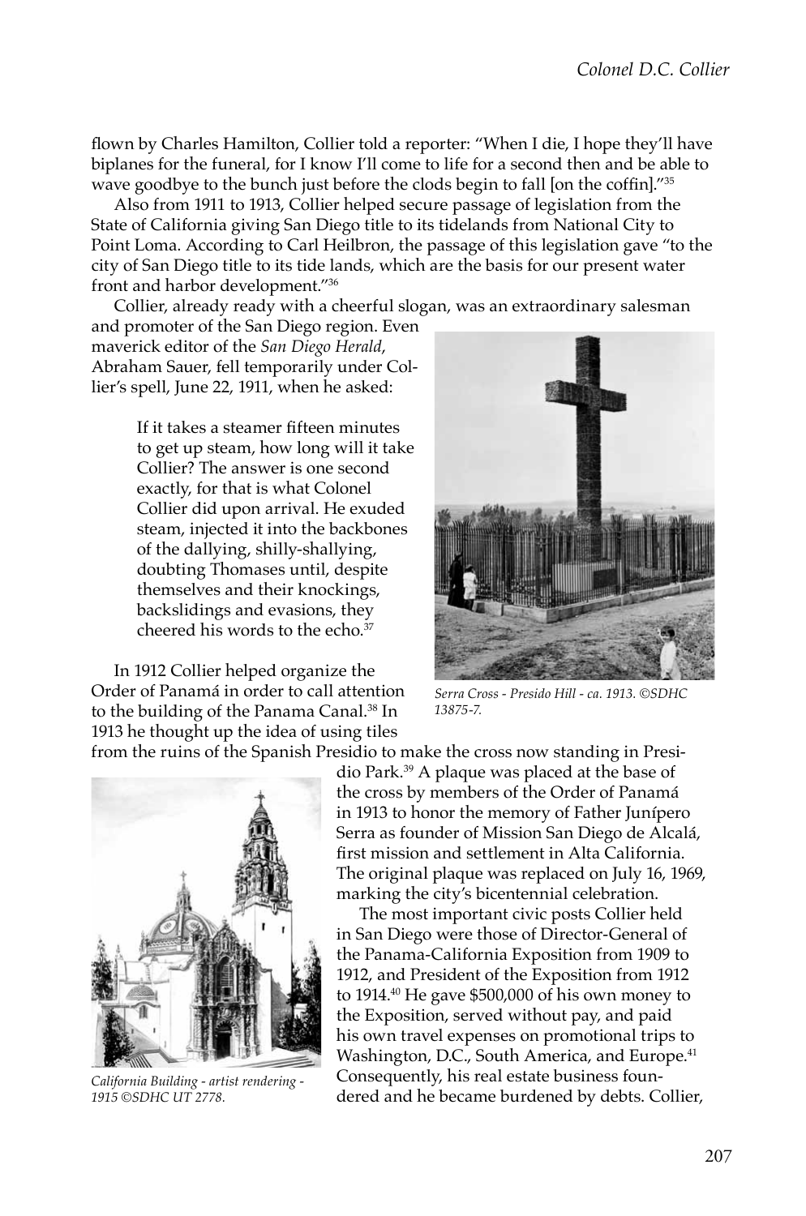flown by Charles Hamilton, Collier told a reporter: "When I die, I hope they'll have biplanes for the funeral, for I know I'll come to life for a second then and be able to wave goodbye to the bunch just before the clods begin to fall [on the coffin]."[35]

Also from 1911 to 1913, Collier helped secure passage of legislation from the State of California giving San Diego title to its tidelands from National City to Point Loma. According to Carl Heilbron, the passage of this legislation gave "to the city of San Diego title to its tide lands, which are the basis for our present water front and harbor development."[36]

Collier, already ready with a cheerful slogan, was an extraordinary salesman and promoter of the San Diego region. Even maverick editor of the *San Diego Herald*, Abraham Sauer, fell temporarily under Collier's spell, June 22, 1911, when he asked:

> If it takes a steamer fifteen minutes to get up steam, how long will it take Collier? The answer is one second exactly, for that is what Colonel Collier did upon arrival. He exuded steam, injected it into the backbones of the dallying, shilly-shallying, doubting Thomases until, despite themselves and their knockings, backslidings and evasions, they cheered his words to the echo.[37]

*Serra Cross - Presido Hill - ca. 1913. ©SDHC 13875-7.*

In 1912 Collier helped organize the Order of Panamá in order to call attention to the building of the Panama Canal.[38] In 1913 he thought up the idea of using tiles from the ruins of the Spanish Presidio to make the cross now standing in Presidio Park.[39] A plaque was placed at the base of the cross by members of the Order of Panamá in 1913 to honor the memory of Father Junípero Serra as founder of Mission San Diego de Alcalá, first mission and settlement in Alta California. The original plaque was replaced on July 16, 1969, marking the city's bicentennial celebration.

*California Building - artist rendering - 1915 ©SDHC UT 2778.*

The most important civic posts Collier held in San Diego were those of Director-General of the Panama-California Exposition from 1909 to 1912, and President of the Exposition from 1912 to 1914.[40] He gave $500,000 of his own money to the Exposition, served without pay, and paid his own travel expenses on promotional trips to Washington, D.C., South America, and Europe.[41] Consequently, his real estate business foundered and he became burdened by debts. Collier,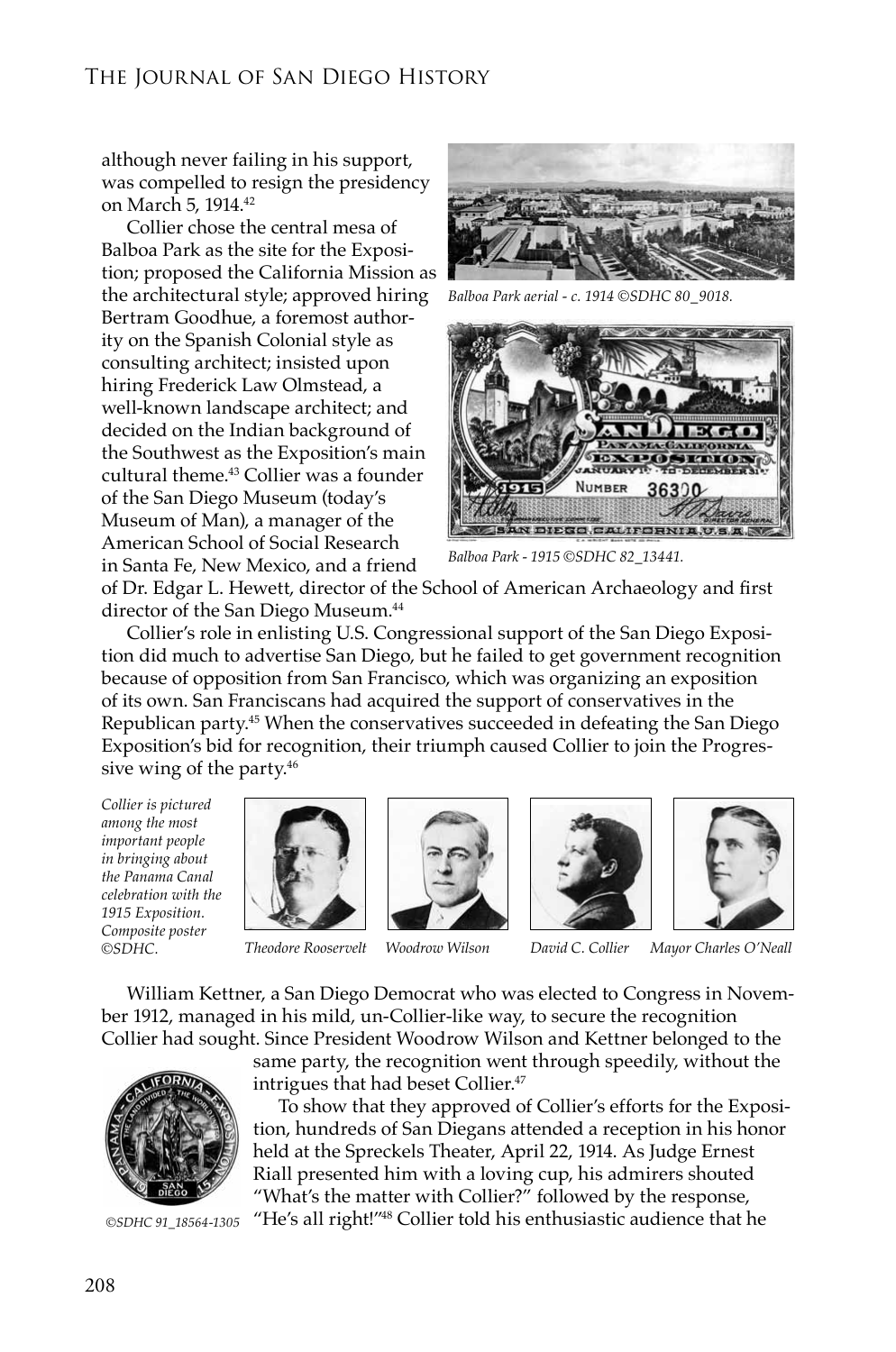although never failing in his support, was compelled to resign the presidency on March 5, 1914.[42]

Collier chose the central mesa of Balboa Park as the site for the Exposition; proposed the California Mission as the architectural style; approved hiring Bertram Goodhue, a foremost authority on the Spanish Colonial style as consulting architect; insisted upon hiring Frederick Law Olmstead, a well-known landscape architect; and decided on the Indian background of the Southwest as the Exposition's main cultural theme.[43] Collier was a founder of the San Diego Museum (today's Museum of Man), a manager of the American School of Social Research in Santa Fe, New Mexico, and a friend of Dr. Edgar L. Hewett, director of the School of American Archaeology and first director of the San Diego Museum.[44]

*Balboa Park aerial - c. 1914 ©SDHC 80_9018.*

*Balboa Park - 1915 ©SDHC 82_13441.*

Collier's role in enlisting U.S. Congressional support of the San Diego Exposition did much to advertise San Diego, but he failed to get government recognition because of opposition from San Francisco, which was organizing an exposition of its own. San Franciscans had acquired the support of conservatives in the Republican party.[45] When the conservatives succeeded in defeating the San Diego Exposition's bid for recognition, their triumph caused Collier to join the Progressive wing of the party.[46]

*Collier is pictured among the most important people in bringing about the Panama Canal celebration with the 1915 Exposition. Composite poster ©SDHC.*

*Theodore Roosevelt* *Woodrow Wilson* *David C. Collier* *Mayor Charles O'Neall*

William Kettner, a San Diego Democrat who was elected to Congress in November 1912, managed in his mild, un-Collier-like way, to secure the recognition Collier had sought. Since President Woodrow Wilson and Kettner belonged to the same party, the recognition went through speedily, without the intrigues that had beset Collier.[47]

To show that they approved of Collier's efforts for the Exposition, hundreds of San Diegans attended a reception in his honor held at the Spreckels Theater, April 22, 1914. As Judge Ernest Riall presented him with a loving cup, his admirers shouted "What's the matter with Collier?" followed by the response, "He's all right!"[48] Collier told his enthusiastic audience that he

*©SDHC 91_18564-1305*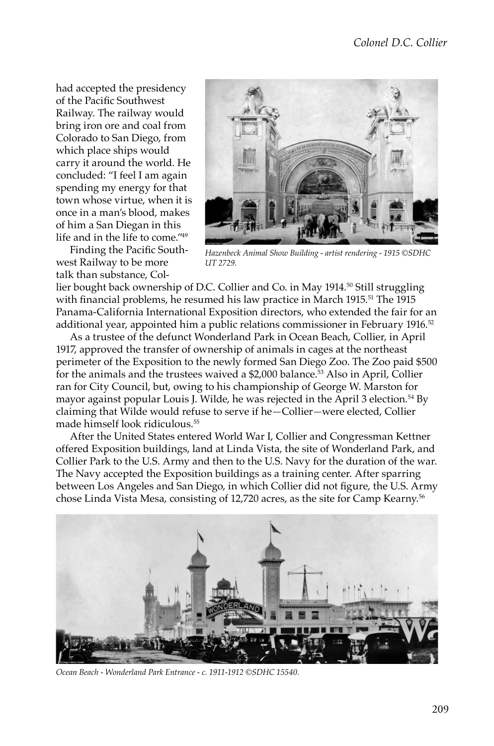had accepted the presidency of the Pacific Southwest Railway. The railway would bring iron ore and coal from Colorado to San Diego, from which place ships would carry it around the world. He concluded: "I feel I am again spending my energy for that town whose virtue, when it is once in a man's blood, makes of him a San Diegan in this life and in the life to come."[49]

*Hazenbeck Animal Show Building - artist rendering - 1915 ©SDHC UT 2729.*

Finding the Pacific Southwest Railway to be more talk than substance, Collier bought back ownership of D.C. Collier and Co. in May 1914.[50] Still struggling with financial problems, he resumed his law practice in March 1915.[51] The 1915 Panama-California International Exposition directors, who extended the fair for an additional year, appointed him a public relations commissioner in February 1916.[52]

As a trustee of the defunct Wonderland Park in Ocean Beach, Collier, in April 1917, approved the transfer of ownership of animals in cages at the northeast perimeter of the Exposition to the newly formed San Diego Zoo. The Zoo paid $500 for the animals and the trustees waived a $2,000 balance.[53] Also in April, Collier ran for City Council, but, owing to his championship of George W. Marston for mayor against popular Louis J. Wilde, he was rejected in the April 3 election.[54] By claiming that Wilde would refuse to serve if he—Collier—were elected, Collier made himself look ridiculous.[55]

After the United States entered World War I, Collier and Congressman Kettner offered Exposition buildings, land at Linda Vista, the site of Wonderland Park, and Collier Park to the U.S. Army and then to the U.S. Navy for the duration of the war. The Navy accepted the Exposition buildings as a training center. After sparring between Los Angeles and San Diego, in which Collier did not figure, the U.S. Army chose Linda Vista Mesa, consisting of 12,720 acres, as the site for Camp Kearny.[56]

*Ocean Beach - Wonderland Park Entrance - c. 1911-1912 ©SDHC 15540.*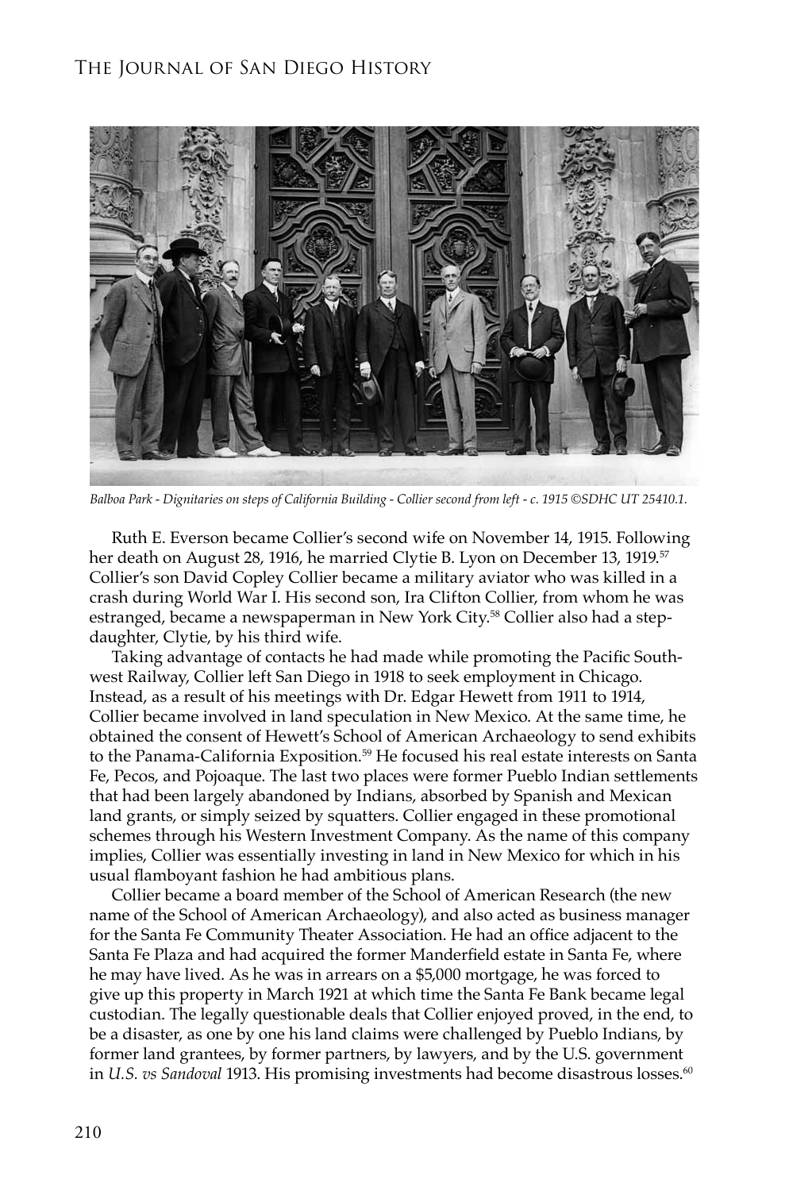*Balboa Park - Dignitaries on steps of California Building - Collier second from left - c. 1915 ©SDHC UT 25410.1.*

Ruth E. Everson became Collier's second wife on November 14, 1915. Following her death on August 28, 1916, he married Clytie B. Lyon on December 13, 1919.[57] Collier's son David Copley Collier became a military aviator who was killed in a crash during World War I. His second son, Ira Clifton Collier, from whom he was estranged, became a newspaperman in New York City.[58] Collier also had a step-daughter, Clytie, by his third wife.

Taking advantage of contacts he had made while promoting the Pacific Southwest Railway, Collier left San Diego in 1918 to seek employment in Chicago. Instead, as a result of his meetings with Dr. Edgar Hewett from 1911 to 1914, Collier became involved in land speculation in New Mexico. At the same time, he obtained the consent of Hewett's School of American Archaeology to send exhibits to the Panama-California Exposition.[59] He focused his real estate interests on Santa Fe, Pecos, and Pojoaque. The last two places were former Pueblo Indian settlements that had been largely abandoned by Indians, absorbed by Spanish and Mexican land grants, or simply seized by squatters. Collier engaged in these promotional schemes through his Western Investment Company. As the name of this company implies, Collier was essentially investing in land in New Mexico for which in his usual flamboyant fashion he had ambitious plans.

Collier became a board member of the School of American Research (the new name of the School of American Archaeology), and also acted as business manager for the Santa Fe Community Theater Association. He had an office adjacent to the Santa Fe Plaza and had acquired the former Manderfield estate in Santa Fe, where he may have lived. As he was in arrears on a $5,000 mortgage, he was forced to give up this property in March 1921 at which time the Santa Fe Bank became legal custodian. The legally questionable deals that Collier enjoyed proved, in the end, to be a disaster, as one by one his land claims were challenged by Pueblo Indians, by former land grantees, by former partners, by lawyers, and by the U.S. government in *U.S. vs Sandoval* 1913. His promising investments had become disastrous losses.[60]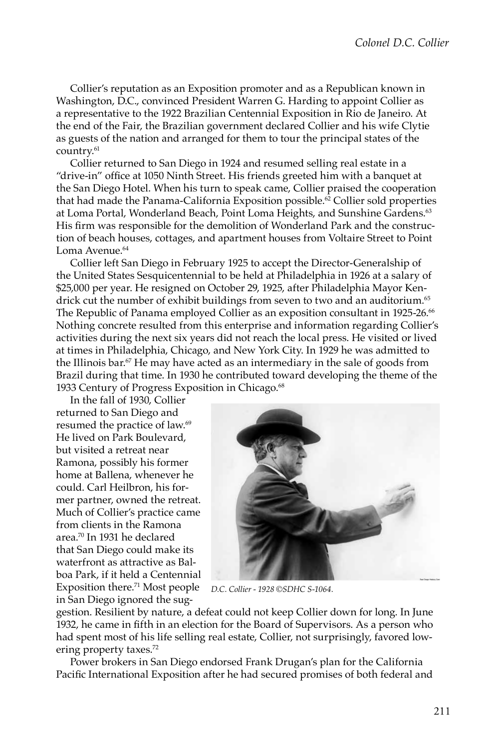Collier's reputation as an Exposition promoter and as a Republican known in Washington, D.C., convinced President Warren G. Harding to appoint Collier as a representative to the 1922 Brazilian Centennial Exposition in Rio de Janeiro. At the end of the Fair, the Brazilian government declared Collier and his wife Clytie as guests of the nation and arranged for them to tour the principal states of the country.[61]

Collier returned to San Diego in 1924 and resumed selling real estate in a "drive-in" office at 1050 Ninth Street. His friends greeted him with a banquet at the San Diego Hotel. When his turn to speak came, Collier praised the cooperation that had made the Panama-California Exposition possible.[62] Collier sold properties at Loma Portal, Wonderland Beach, Point Loma Heights, and Sunshine Gardens.[63] His firm was responsible for the demolition of Wonderland Park and the construction of beach houses, cottages, and apartment houses from Voltaire Street to Point Loma Avenue.[64]

Collier left San Diego in February 1925 to accept the Director-Generalship of the United States Sesquicentennial to be held at Philadelphia in 1926 at a salary of $25,000 per year. He resigned on October 29, 1925, after Philadelphia Mayor Kendrick cut the number of exhibit buildings from seven to two and an auditorium.[65] The Republic of Panama employed Collier as an exposition consultant in 1925-26.[66] Nothing concrete resulted from this enterprise and information regarding Collier's activities during the next six years did not reach the local press. He visited or lived at times in Philadelphia, Chicago, and New York City. In 1929 he was admitted to the Illinois bar.[67] He may have acted as an intermediary in the sale of goods from Brazil during that time. In 1930 he contributed toward developing the theme of the 1933 Century of Progress Exposition in Chicago.[68]

In the fall of 1930, Collier returned to San Diego and resumed the practice of law.[69] He lived on Park Boulevard, but visited a retreat near Ramona, possibly his former home at Ballena, whenever he could. Carl Heilbron, his former partner, owned the retreat. Much of Collier's practice came from clients in the Ramona area.[70] In 1931 he declared that San Diego could make its waterfront as attractive as Balboa Park, if it held a Centennial Exposition there.[71] Most people in San Diego ignored the suggestion. Resilient by nature, a defeat could not keep Collier down for long. In June 1932, he came in fifth in an election for the Board of Supervisors. As a person who had spent most of his life selling real estate, Collier, not surprisingly, favored lowering property taxes.[72]

*D.C. Collier - 1928 ©SDHC S-1064.*

Power brokers in San Diego endorsed Frank Drugan's plan for the California Pacific International Exposition after he had secured promises of both federal and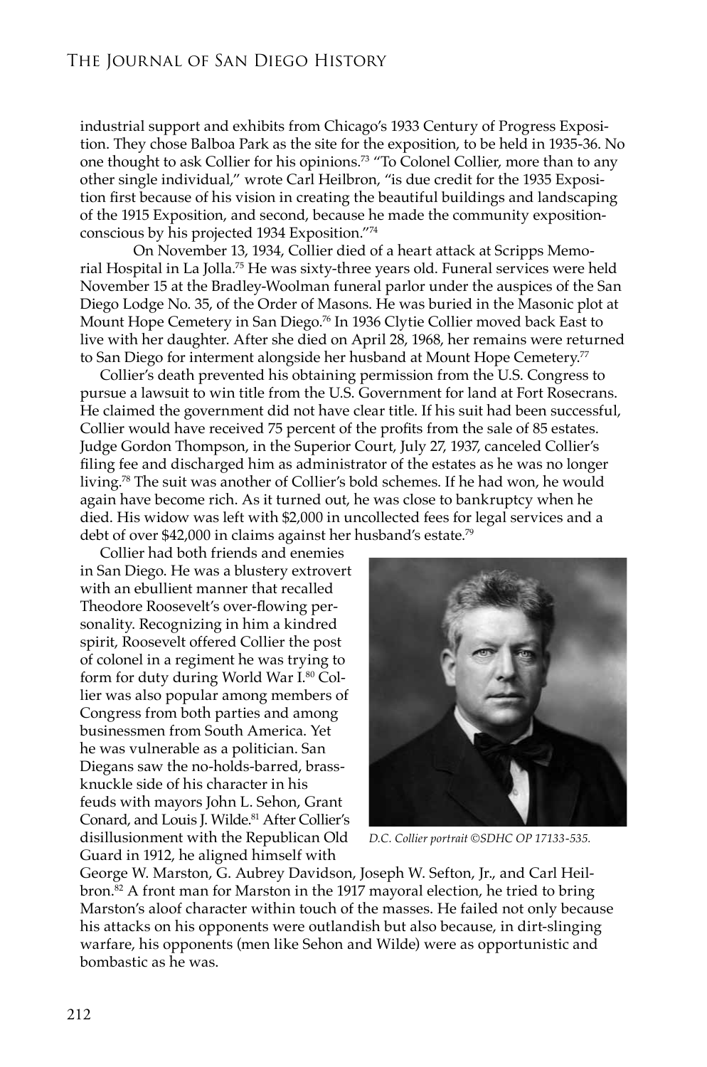industrial support and exhibits from Chicago's 1933 Century of Progress Exposition. They chose Balboa Park as the site for the exposition, to be held in 1935-36. No one thought to ask Collier for his opinions.[73] "To Colonel Collier, more than to any other single individual," wrote Carl Heilbron, "is due credit for the 1935 Exposition first because of his vision in creating the beautiful buildings and landscaping of the 1915 Exposition, and second, because he made the community exposition-conscious by his projected 1934 Exposition."[74]

On November 13, 1934, Collier died of a heart attack at Scripps Memorial Hospital in La Jolla.[75] He was sixty-three years old. Funeral services were held November 15 at the Bradley-Woolman funeral parlor under the auspices of the San Diego Lodge No. 35, of the Order of Masons. He was buried in the Masonic plot at Mount Hope Cemetery in San Diego.[76] In 1936 Clytie Collier moved back East to live with her daughter. After she died on April 28, 1968, her remains were returned to San Diego for interment alongside her husband at Mount Hope Cemetery.[77]

Collier's death prevented his obtaining permission from the U.S. Congress to pursue a lawsuit to win title from the U.S. Government for land at Fort Rosecrans. He claimed the government did not have clear title. If his suit had been successful, Collier would have received 75 percent of the profits from the sale of 85 estates. Judge Gordon Thompson, in the Superior Court, July 27, 1937, canceled Collier's filing fee and discharged him as administrator of the estates as he was no longer living.[78] The suit was another of Collier's bold schemes. If he had won, he would again have become rich. As it turned out, he was close to bankruptcy when he died. His widow was left with $2,000 in uncollected fees for legal services and a debt of over $42,000 in claims against her husband's estate.[79]

Collier had both friends and enemies in San Diego. He was a blustery extrovert with an ebullient manner that recalled Theodore Roosevelt's over-flowing personality. Recognizing in him a kindred spirit, Roosevelt offered Collier the post of colonel in a regiment he was trying to form for duty during World War I.[80] Collier was also popular among members of Congress from both parties and among businessmen from South America. Yet he was vulnerable as a politician. San Diegans saw the no-holds-barred, brass-knuckle side of his character in his feuds with mayors John L. Sehon, Grant Conard, and Louis J. Wilde.[81] After Collier's disillusionment with the Republican Old Guard in 1912, he aligned himself with George W. Marston, G. Aubrey Davidson, Joseph W. Sefton, Jr., and Carl Heilbron.[82] A front man for Marston in the 1917 mayoral election, he tried to bring Marston's aloof character within touch of the masses. He failed not only because his attacks on his opponents were outlandish but also because, in dirt-slinging warfare, his opponents (men like Sehon and Wilde) were as opportunistic and bombastic as he was.

*D.C. Collier portrait ©SDHC OP 17133-535.*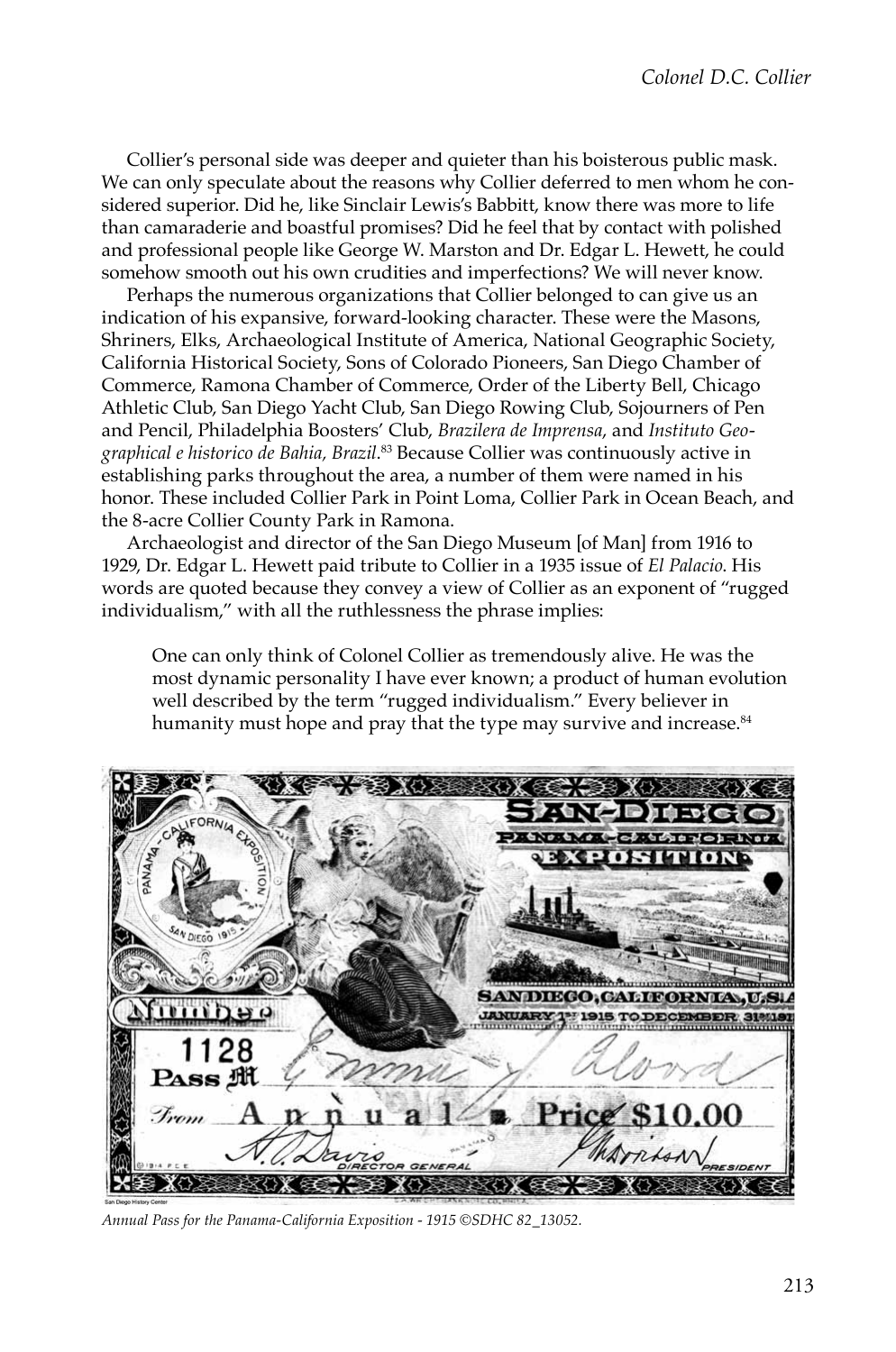Collier's personal side was deeper and quieter than his boisterous public mask. We can only speculate about the reasons why Collier deferred to men whom he considered superior. Did he, like Sinclair Lewis's Babbitt, know there was more to life than camaraderie and boastful promises? Did he feel that by contact with polished and professional people like George W. Marston and Dr. Edgar L. Hewett, he could somehow smooth out his own crudities and imperfections? We will never know.

Perhaps the numerous organizations that Collier belonged to can give us an indication of his expansive, forward-looking character. These were the Masons, Shriners, Elks, Archaeological Institute of America, National Geographic Society, California Historical Society, Sons of Colorado Pioneers, San Diego Chamber of Commerce, Ramona Chamber of Commerce, Order of the Liberty Bell, Chicago Athletic Club, San Diego Yacht Club, San Diego Rowing Club, Sojourners of Pen and Pencil, Philadelphia Boosters' Club, *Brazilera de Imprensa*, and *Instituto Geographical e historico de Bahia, Brazil*.[83] Because Collier was continuously active in establishing parks throughout the area, a number of them were named in his honor. These included Collier Park in Point Loma, Collier Park in Ocean Beach, and the 8-acre Collier County Park in Ramona.

Archaeologist and director of the San Diego Museum [of Man] from 1916 to 1929, Dr. Edgar L. Hewett paid tribute to Collier in a 1935 issue of *El Palacio*. His words are quoted because they convey a view of Collier as an exponent of "rugged individualism," with all the ruthlessness the phrase implies:

> One can only think of Colonel Collier as tremendously alive. He was the most dynamic personality I have ever known; a product of human evolution well described by the term "rugged individualism." Every believer in humanity must hope and pray that the type may survive and increase.[84]

*Annual Pass for the Panama-California Exposition - 1915 ©SDHC 82_13052.*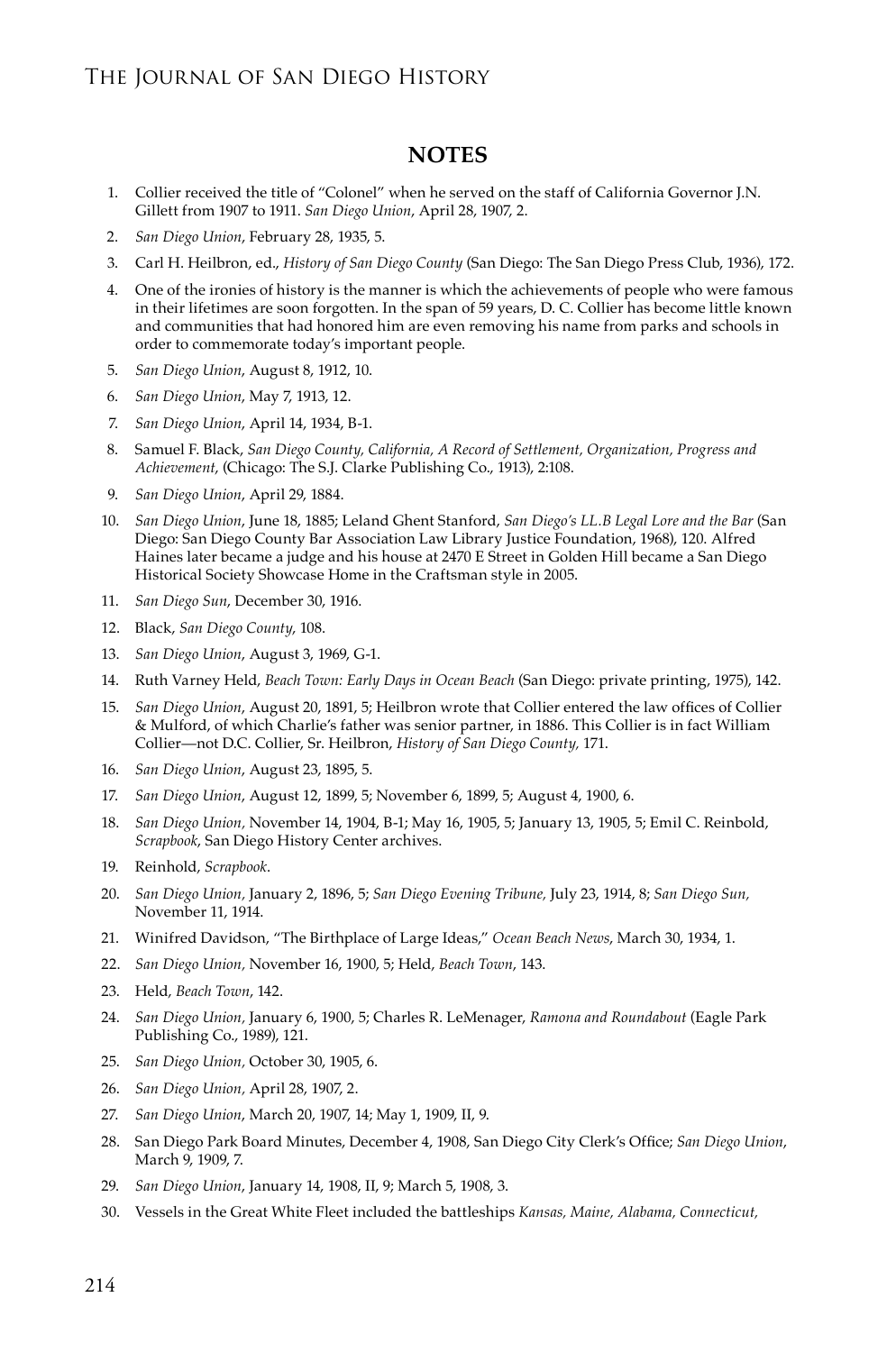## NOTES

1. Collier received the title of "Colonel" when he served on the staff of California Governor J.N. Gillett from 1907 to 1911. *San Diego Union*, April 28, 1907, 2.
2. *San Diego Union*, February 28, 1935, 5.
3. Carl H. Heilbron, ed., *History of San Diego County* (San Diego: The San Diego Press Club, 1936), 172.
4. One of the ironies of history is the manner is which the achievements of people who were famous in their lifetimes are soon forgotten. In the span of 59 years, D. C. Collier has become little known and communities that had honored him are even removing his name from parks and schools in order to commemorate today's important people.
5. *San Diego Union*, August 8, 1912, 10.
6. *San Diego Union*, May 7, 1913, 12.
7. *San Diego Union*, April 14, 1934, B-1.
8. Samuel F. Black, *San Diego County, California, A Record of Settlement, Organization, Progress and Achievement*, (Chicago: The S.J. Clarke Publishing Co., 1913), 2:108.
9. *San Diego Union*, April 29, 1884.
10. *San Diego Union*, June 18, 1885; Leland Ghent Stanford, *San Diego's LL.B Legal Lore and the Bar* (San Diego: San Diego County Bar Association Law Library Justice Foundation, 1968), 120. Alfred Haines later became a judge and his house at 2470 E Street in Golden Hill became a San Diego Historical Society Showcase Home in the Craftsman style in 2005.
11. *San Diego Sun*, December 30, 1916.
12. Black, *San Diego County*, 108.
13. *San Diego Union*, August 3, 1969, G-1.
14. Ruth Varney Held, *Beach Town: Early Days in Ocean Beach* (San Diego: private printing, 1975), 142.
15. *San Diego Union*, August 20, 1891, 5; Heilbron wrote that Collier entered the law offices of Collier & Mulford, of which Charlie's father was senior partner, in 1886. This Collier is in fact William Collier—not D.C. Collier, Sr. Heilbron, *History of San Diego County*, 171.
16. *San Diego Union*, August 23, 1895, 5.
17. *San Diego Union*, August 12, 1899, 5; November 6, 1899, 5; August 4, 1900, 6.
18. *San Diego Union,* November 14, 1904, B-1; May 16, 1905, 5; January 13, 1905, 5; Emil C. Reinbold, *Scrapbook*, San Diego History Center archives.
19. Reinhold, *Scrapbook*.
20. *San Diego Union,* January 2, 1896, 5; *San Diego Evening Tribune,* July 23, 1914, 8; *San Diego Sun,* November 11, 1914.
21. Winifred Davidson, "The Birthplace of Large Ideas," *Ocean Beach News*, March 30, 1934, 1.
22. *San Diego Union,* November 16, 1900, 5; Held, *Beach Town*, 143.
23. Held, *Beach Town*, 142.
24. *San Diego Union,* January 6, 1900, 5; Charles R. LeMenager, *Ramona and Roundabout* (Eagle Park Publishing Co., 1989), 121.
25. *San Diego Union,* October 30, 1905, 6.
26. *San Diego Union,* April 28, 1907, 2.
27. *San Diego Union*, March 20, 1907, 14; May 1, 1909, II, 9.
28. San Diego Park Board Minutes, December 4, 1908, San Diego City Clerk's Office; *San Diego Union*, March 9, 1909, 7.
29. *San Diego Union*, January 14, 1908, II, 9; March 5, 1908, 3.
30. Vessels in the Great White Fleet included the battleships *Kansas, Maine, Alabama, Connecticut,*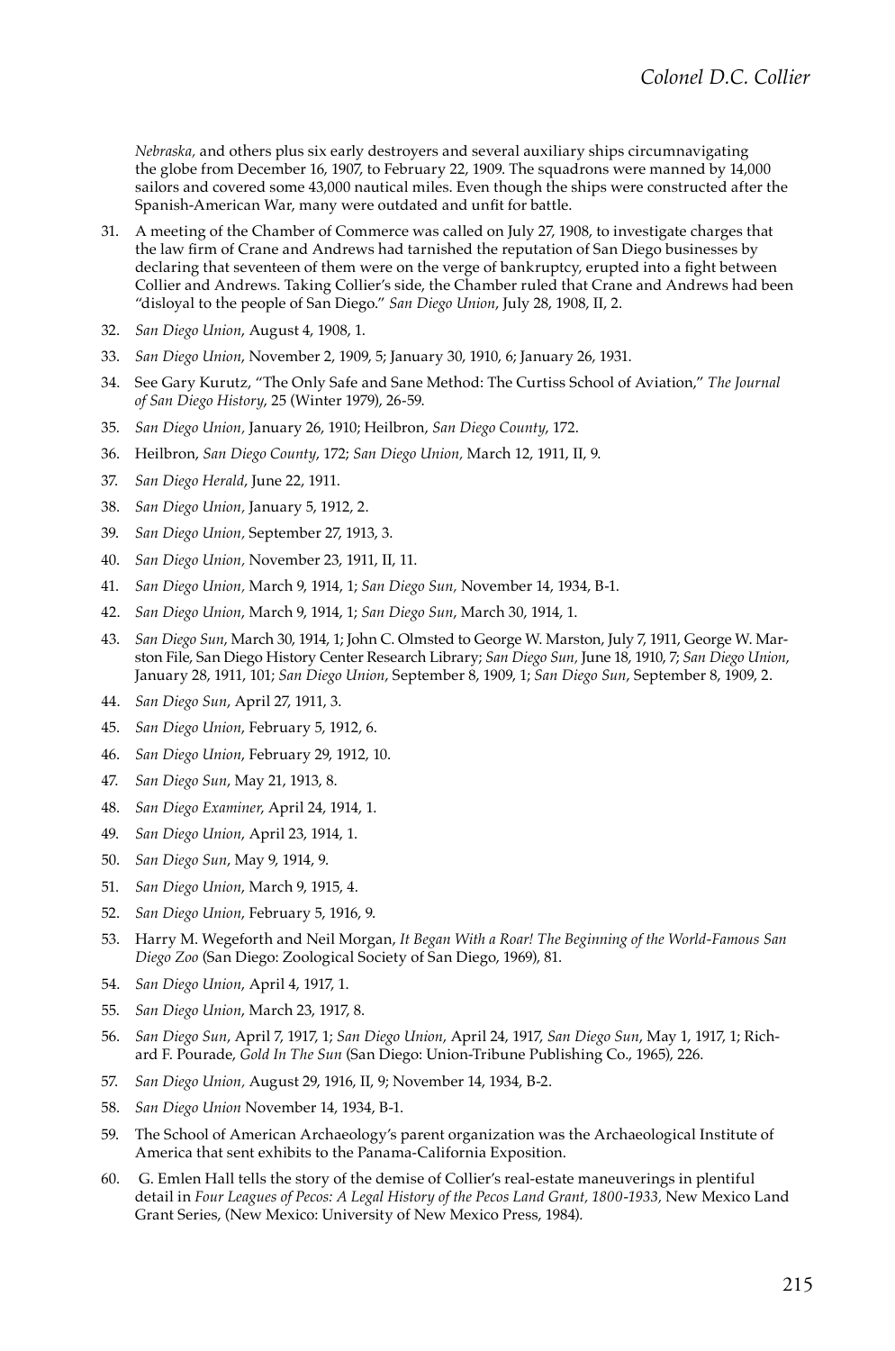*Nebraska,* and others plus six early destroyers and several auxiliary ships circumnavigating the globe from December 16, 1907, to February 22, 1909. The squadrons were manned by 14,000 sailors and covered some 43,000 nautical miles. Even though the ships were constructed after the Spanish-American War, many were outdated and unfit for battle.

31. A meeting of the Chamber of Commerce was called on July 27, 1908, to investigate charges that the law firm of Crane and Andrews had tarnished the reputation of San Diego businesses by declaring that seventeen of them were on the verge of bankruptcy, erupted into a fight between Collier and Andrews. Taking Collier's side, the Chamber ruled that Crane and Andrews had been "disloyal to the people of San Diego." *San Diego Union*, July 28, 1908, II, 2.
32. *San Diego Union*, August 4, 1908, 1.
33. *San Diego Union*, November 2, 1909, 5; January 30, 1910, 6; January 26, 1931.
34. See Gary Kurutz, "The Only Safe and Sane Method: The Curtiss School of Aviation," *The Journal of San Diego History*, 25 (Winter 1979), 26-59.
35. *San Diego Union*, January 26, 1910; Heilbron, *San Diego County*, 172.
36. Heilbron, *San Diego County*, 172; *San Diego Union,* March 12, 1911, II, 9.
37. *San Diego Herald*, June 22, 1911.
38. *San Diego Union,* January 5, 1912, 2.
39. *San Diego Union,* September 27, 1913, 3.
40. *San Diego Union,* November 23, 1911, II, 11.
41. *San Diego Union,* March 9, 1914, 1; *San Diego Sun,* November 14, 1934, B-1.
42. *San Diego Union*, March 9, 1914, 1; *San Diego Sun*, March 30, 1914, 1.
43. *San Diego Sun*, March 30, 1914, 1; John C. Olmsted to George W. Marston, July 7, 1911, George W. Marston File, San Diego History Center Research Library; *San Diego Sun,* June 18, 1910, 7; *San Diego Union*, January 28, 1911, 101; *San Diego Union*, September 8, 1909, 1; *San Diego Sun*, September 8, 1909, 2.
44. *San Diego Sun*, April 27, 1911, 3.
45. *San Diego Union*, February 5, 1912, 6.
46. *San Diego Union*, February 29, 1912, 10.
47. *San Diego Sun*, May 21, 1913, 8.
48. *San Diego Examiner*, April 24, 1914, 1.
49. *San Diego Union*, April 23, 1914, 1.
50. *San Diego Sun*, May 9, 1914, 9.
51. *San Diego Union*, March 9, 1915, 4.
52. *San Diego Union*, February 5, 1916, 9.
53. Harry M. Wegeforth and Neil Morgan, *It Began With a Roar! The Beginning of the World-Famous San Diego Zoo* (San Diego: Zoological Society of San Diego, 1969), 81.
54. *San Diego Union*, April 4, 1917, 1.
55. *San Diego Union*, March 23, 1917, 8.
56. *San Diego Sun*, April 7, 1917, 1; *San Diego Union*, April 24, 1917, *San Diego Sun*, May 1, 1917, 1; Richard F. Pourade, *Gold In The Sun* (San Diego: Union-Tribune Publishing Co., 1965), 226.
57. *San Diego Union,* August 29, 1916, II, 9; November 14, 1934, B-2.
58. *San Diego Union* November 14, 1934, B-1.
59. The School of American Archaeology's parent organization was the Archaeological Institute of America that sent exhibits to the Panama-California Exposition.
60. G. Emlen Hall tells the story of the demise of Collier's real-estate maneuverings in plentiful detail in *Four Leagues of Pecos: A Legal History of the Pecos Land Grant, 1800-1933,* New Mexico Land Grant Series, (New Mexico: University of New Mexico Press, 1984).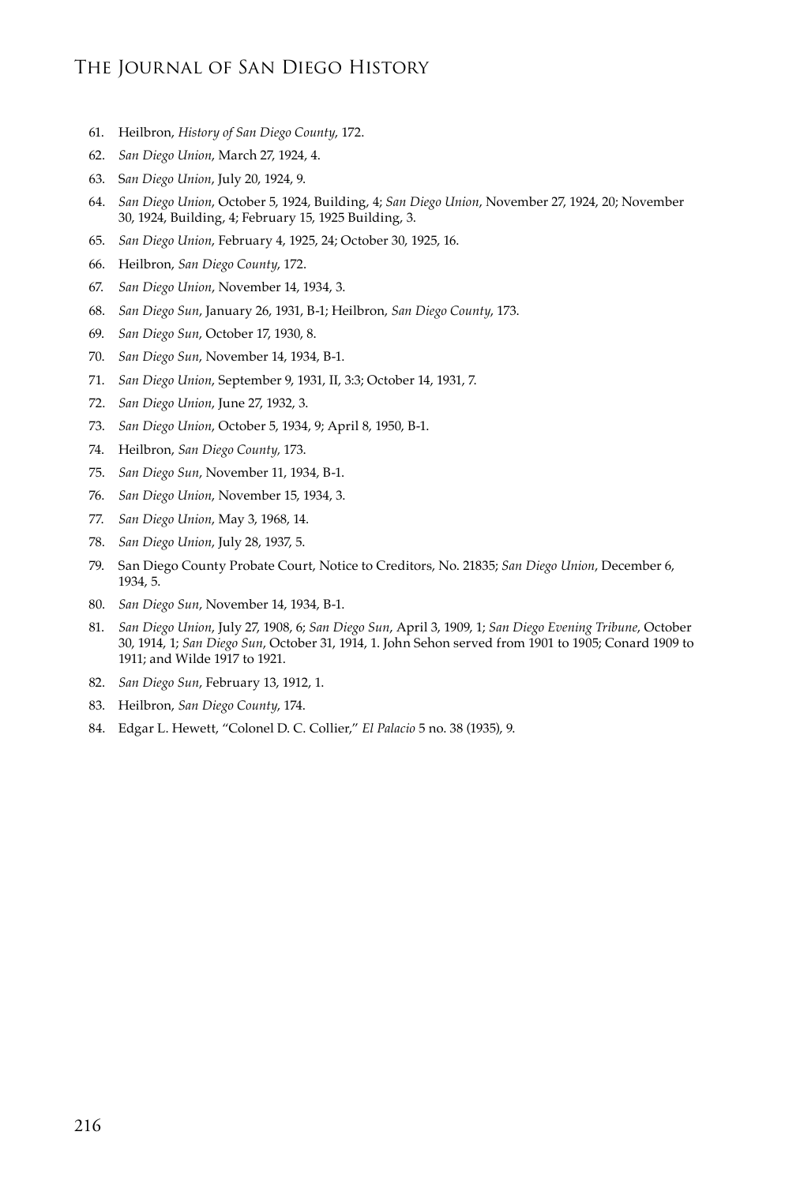61. Heilbron, *History of San Diego County*, 172.

62. *San Diego Union*, March 27, 1924, 4.

63. S*an Diego Union*, July 20, 1924, 9.

64. *San Diego Union*, October 5, 1924, Building, 4; *San Diego Union*, November 27, 1924, 20; November 30, 1924, Building, 4; February 15, 1925 Building, 3.

65. *San Diego Union*, February 4, 1925, 24; October 30, 1925, 16.

66. Heilbron, *San Diego County*, 172.

67. *San Diego Union*, November 14, 1934, 3.

68. *San Diego Sun*, January 26, 1931, B-1; Heilbron, *San Diego County*, 173.

69. *San Diego Sun*, October 17, 1930, 8.

70. *San Diego Sun*, November 14, 1934, B-1.

71. *San Diego Union*, September 9, 1931, II, 3:3; October 14, 1931, 7.

72. *San Diego Union*, June 27, 1932, 3.

73. *San Diego Union*, October 5, 1934, 9; April 8, 1950, B-1.

74. Heilbron, *San Diego County*, 173.

75. *San Diego Sun*, November 11, 1934, B-1.

76. *San Diego Union*, November 15, 1934, 3.

77. *San Diego Union*, May 3, 1968, 14.

78. *San Diego Union*, July 28, 1937, 5.

79. San Diego County Probate Court, Notice to Creditors, No. 21835; *San Diego Union*, December 6, 1934, 5.

80. *San Diego Sun*, November 14, 1934, B-1.

81. *San Diego Union*, July 27, 1908, 6; *San Diego Sun*, April 3, 1909, 1; *San Diego Evening Tribune*, October 30, 1914, 1; *San Diego Sun*, October 31, 1914, 1. John Sehon served from 1901 to 1905; Conard 1909 to 1911; and Wilde 1917 to 1921.

82. *San Diego Sun*, February 13, 1912, 1.

83. Heilbron, *San Diego County*, 174.

84. Edgar L. Hewett, "Colonel D. C. Collier," *El Palacio* 5 no. 38 (1935), 9.